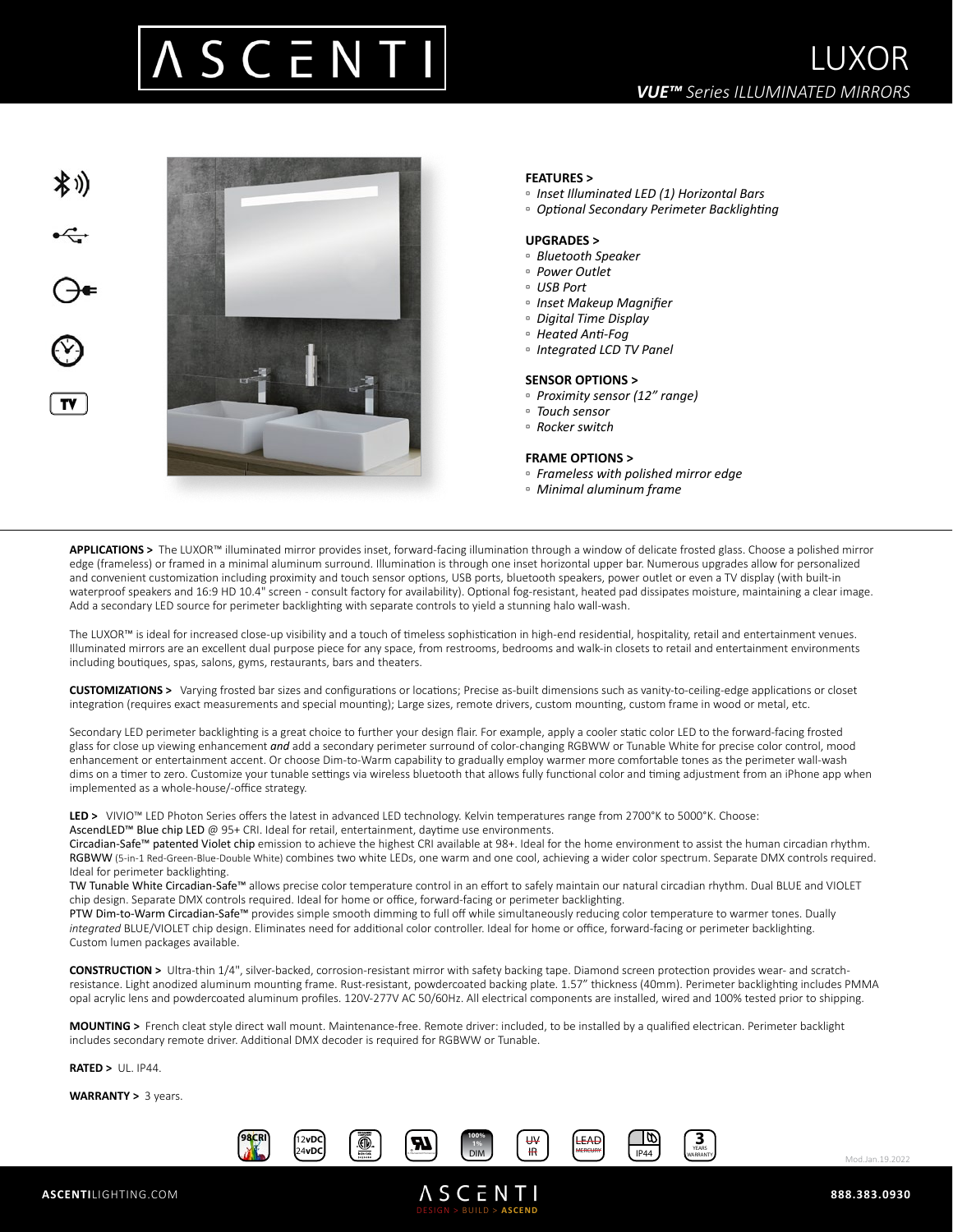# LUXOR

***VUE™** Series ILLUMINATED MIRRORS*

**FEATURES >**
- *Inset Illuminated LED (1) Horizontal Bars*
- *Optional Secondary Perimeter Backlighting*

**UPGRADES >**
- *Bluetooth Speaker*
- *Power Outlet*
- *USB Port*
- *Inset Makeup Magnifier*
- *Digital Time Display*
- *Heated Anti-Fog*
- *Integrated LCD TV Panel*

**SENSOR OPTIONS >**
- *Proximity sensor (12" range)*
- *Touch sensor*
- *Rocker switch*

**FRAME OPTIONS >**
- *Frameless with polished mirror edge*
- *Minimal aluminum frame*

**APPLICATIONS >** The LUXOR™ illuminated mirror provides inset, forward-facing illumination through a window of delicate frosted glass. Choose a polished mirror edge (frameless) or framed in a minimal aluminum surround. Illumination is through one inset horizontal upper bar. Numerous upgrades allow for personalized and convenient customization including proximity and touch sensor options, USB ports, bluetooth speakers, power outlet or even a TV display (with built-in waterproof speakers and 16:9 HD 10.4" screen - consult factory for availability). Optional fog-resistant, heated pad dissipates moisture, maintaining a clear image. Add a secondary LED source for perimeter backlighting with separate controls to yield a stunning halo wall-wash.

The LUXOR™ is ideal for increased close-up visibility and a touch of timeless sophistication in high-end residential, hospitality, retail and entertainment venues. Illuminated mirrors are an excellent dual purpose piece for any space, from restrooms, bedrooms and walk-in closets to retail and entertainment environments including boutiques, spas, salons, gyms, restaurants, bars and theaters.

**CUSTOMIZATIONS >** Varying frosted bar sizes and configurations or locations; Precise as-built dimensions such as vanity-to-ceiling-edge applications or closet integration (requires exact measurements and special mounting); Large sizes, remote drivers, custom mounting, custom frame in wood or metal, etc.

Secondary LED perimeter backlighting is a great choice to further your design flair. For example, apply a cooler static color LED to the forward-facing frosted glass for close up viewing enhancement ***and*** add a secondary perimeter surround of color-changing RGBWW or Tunable White for precise color control, mood enhancement or entertainment accent. Or choose Dim-to-Warm capability to gradually employ warmer more comfortable tones as the perimeter wall-wash dims on a timer to zero. Customize your tunable settings via wireless bluetooth that allows fully functional color and timing adjustment from an iPhone app when implemented as a whole-house/-office strategy.

**LED >** VIVIO™ LED Photon Series offers the latest in advanced LED technology. Kelvin temperatures range from 2700°K to 5000°K. Choose:
AscendLED™ Blue chip LED @ 95+ CRI. Ideal for retail, entertainment, daytime use environments.
Circadian-Safe™ patented Violet chip emission to achieve the highest CRI available at 98+. Ideal for the home environment to assist the human circadian rhythm.
RGBWW (5-in-1 Red-Green-Blue-Double White) combines two white LEDs, one warm and one cool, achieving a wider color spectrum. Separate DMX controls required. Ideal for perimeter backlighting.
TW Tunable White Circadian-Safe™ allows precise color temperature control in an effort to safely maintain our natural circadian rhythm. Dual BLUE and VIOLET chip design. Separate DMX controls required. Ideal for home or office, forward-facing or perimeter backlighting.
PTW Dim-to-Warm Circadian-Safe™ provides simple smooth dimming to full off while simultaneously reducing color temperature to warmer tones. Dually *integrated* BLUE/VIOLET chip design. Eliminates need for additional color controller. Ideal for home or office, forward-facing or perimeter backlighting.
Custom lumen packages available.

**CONSTRUCTION >** Ultra-thin 1/4", silver-backed, corrosion-resistant mirror with safety backing tape. Diamond screen protection provides wear- and scratch-resistance. Light anodized aluminum mounting frame. Rust-resistant, powdercoated backing plate. 1.57" thickness (40mm). Perimeter backlighting includes PMMA opal acrylic lens and powdercoated aluminum profiles. 120V-277V AC 50/60Hz. All electrical components are installed, wired and 100% tested prior to shipping.

**MOUNTING >** French cleat style direct wall mount. Maintenance-free. Remote driver: included, to be installed by a qualified electrican. Perimeter backlight includes secondary remote driver. Additional DMX decoder is required for RGBWW or Tunable.

**RATED >** UL. IP44.

**WARRANTY >** 3 years.

98CRI | 12vDC 24vDC | 100% 1% DIM | UV IR | LEAD MERCURY | IP44 | 3 YEARS WARRANTY

Mod.Jan.19.2022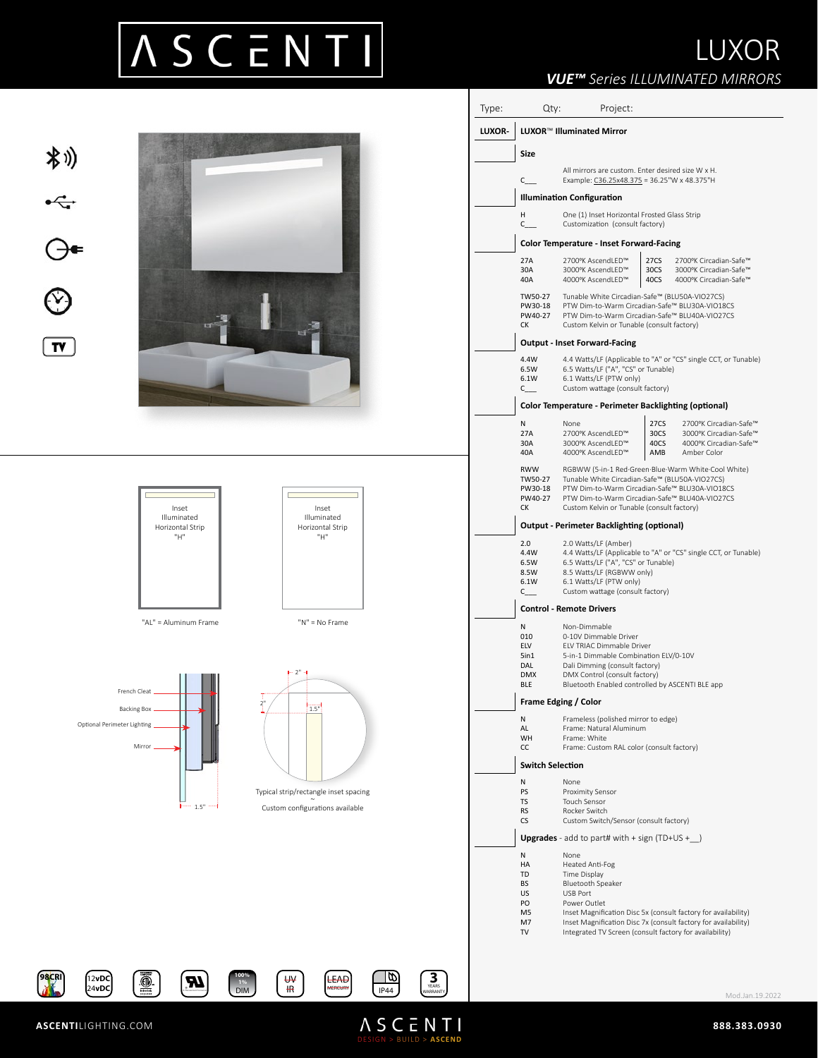# ASCENTI

# LUXOR

## *VUE™ Series ILLUMINATED MIRRORS*

Type: Qty: Project:

**LUXOR-** **LUXOR™ Illuminated Mirror**

### Size

| | |
|---|---|
| C___ | All mirrors are custom. Enter desired size W x H. Example: C36.25x48.375 = 36.25"W x 48.375"H |

### Illumination Configuration

| | |
|---|---|
| H | One (1) Inset Horizontal Frosted Glass Strip |
| C___ | Customization (consult factory) |

### Color Temperature - Inset Forward-Facing

| | | | |
|---|---|---|---|
| 27A | 2700ºK AscendLED™ | 27CS | 2700ºK Circadian-Safe™ |
| 30A | 3000ºK AscendLED™ | 30CS | 3000ºK Circadian-Safe™ |
| 40A | 4000ºK AscendLED™ | 40CS | 4000ºK Circadian-Safe™ |

| | |
|---|---|
| TW50-27 | Tunable White Circadian-Safe™ (BLU50A-VIO27CS) |
| PW30-18 | PTW Dim-to-Warm Circadian-Safe™ BLU30A-VIO18CS |
| PW40-27 | PTW Dim-to-Warm Circadian-Safe™ BLU40A-VIO27CS |
| CK | Custom Kelvin or Tunable (consult factory) |

### Output - Inset Forward-Facing

| | |
|---|---|
| 4.4W | 4.4 Watts/LF (Applicable to "A" or "CS" single CCT, or Tunable) |
| 6.5W | 6.5 Watts/LF ("A", "CS" or Tunable) |
| 6.1W | 6.1 Watts/LF (PTW only) |
| C___ | Custom wattage (consult factory) |

### Color Temperature - Perimeter Backlighting (optional)

| | | | |
|---|---|---|---|
| N | None | 27CS | 2700ºK Circadian-Safe™ |
| 27A | 2700ºK AscendLED™ | 30CS | 3000ºK Circadian-Safe™ |
| 30A | 3000ºK AscendLED™ | 40CS | 4000ºK Circadian-Safe™ |
| 40A | 4000ºK AscendLED™ | AMB | Amber Color |

| | |
|---|---|
| RWW | RGBWW (5-in-1 Red·Green·Blue·Warm White·Cool White) |
| TW50-27 | Tunable White Circadian-Safe™ (BLU50A-VIO27CS) |
| PW30-18 | PTW Dim-to-Warm Circadian-Safe™ BLU30A-VIO18CS |
| PW40-27 | PTW Dim-to-Warm Circadian-Safe™ BLU40A-VIO27CS |
| CK | Custom Kelvin or Tunable (consult factory) |

### Output - Perimeter Backlighting (optional)

| | |
|---|---|
| 2.0 | 2.0 Watts/LF (Amber) |
| 4.4W | 4.4 Watts/LF (Applicable to "A" or "CS" single CCT, or Tunable) |
| 6.5W | 6.5 Watts/LF ("A", "CS" or Tunable) |
| 8.5W | 8.5 Watts/LF (RGBWW only) |
| 6.1W | 6.1 Watts/LF (PTW only) |
| C___ | Custom wattage (consult factory) |

### Control - Remote Drivers

| | |
|---|---|
| N | Non-Dimmable |
| 010 | 0-10V Dimmable Driver |
| ELV | ELV TRIAC Dimmable Driver |
| 5in1 | 5-in-1 Dimmable Combination ELV/0-10V |
| DAL | Dali Dimming (consult factory) |
| DMX | DMX Control (consult factory) |
| BLE | Bluetooth Enabled controlled by ASCENTI BLE app |

### Frame Edging / Color

| | |
|---|---|
| N | Frameless (polished mirror to edge) |
| AL | Frame: Natural Aluminum |
| WH | Frame: White |
| CC | Frame: Custom RAL color (consult factory) |

### Switch Selection

| | |
|---|---|
| N | None |
| PS | Proximity Sensor |
| TS | Touch Sensor |
| RS | Rocker Switch |
| CS | Custom Switch/Sensor (consult factory) |

### Upgrades - add to part# with + sign (TD+US +__)

| | |
|---|---|
| N | None |
| HA | Heated Anti-Fog |
| TD | Time Display |
| BS | Bluetooth Speaker |
| US | USB Port |
| PO | Power Outlet |
| M5 | Inset Magnification Disc 5x (consult factory for availability) |
| M7 | Inset Magnification Disc 7x (consult factory for availability) |
| TV | Integrated TV Screen (consult factory for availability) |

Inset Illuminated Horizontal Strip "H"

"AL" = Aluminum Frame

Inset Illuminated Horizontal Strip "H"

"N" = No Frame

French Cleat

Backing Box

Optional Perimeter Lighting

Mirror

1.5"

2"

2"

1.5"

Typical strip/rectangle inset spacing

~

Custom configurations available

98CRI 12vDC 24vDC 100% 1% DIM UV IR LEAD MERCURY IP44 3 YEARS WARRANTY

Mod.Jan.19.2022

ASCENTILIGHTING.COM

DESIGN > BUILD > ASCEND

888.383.0930